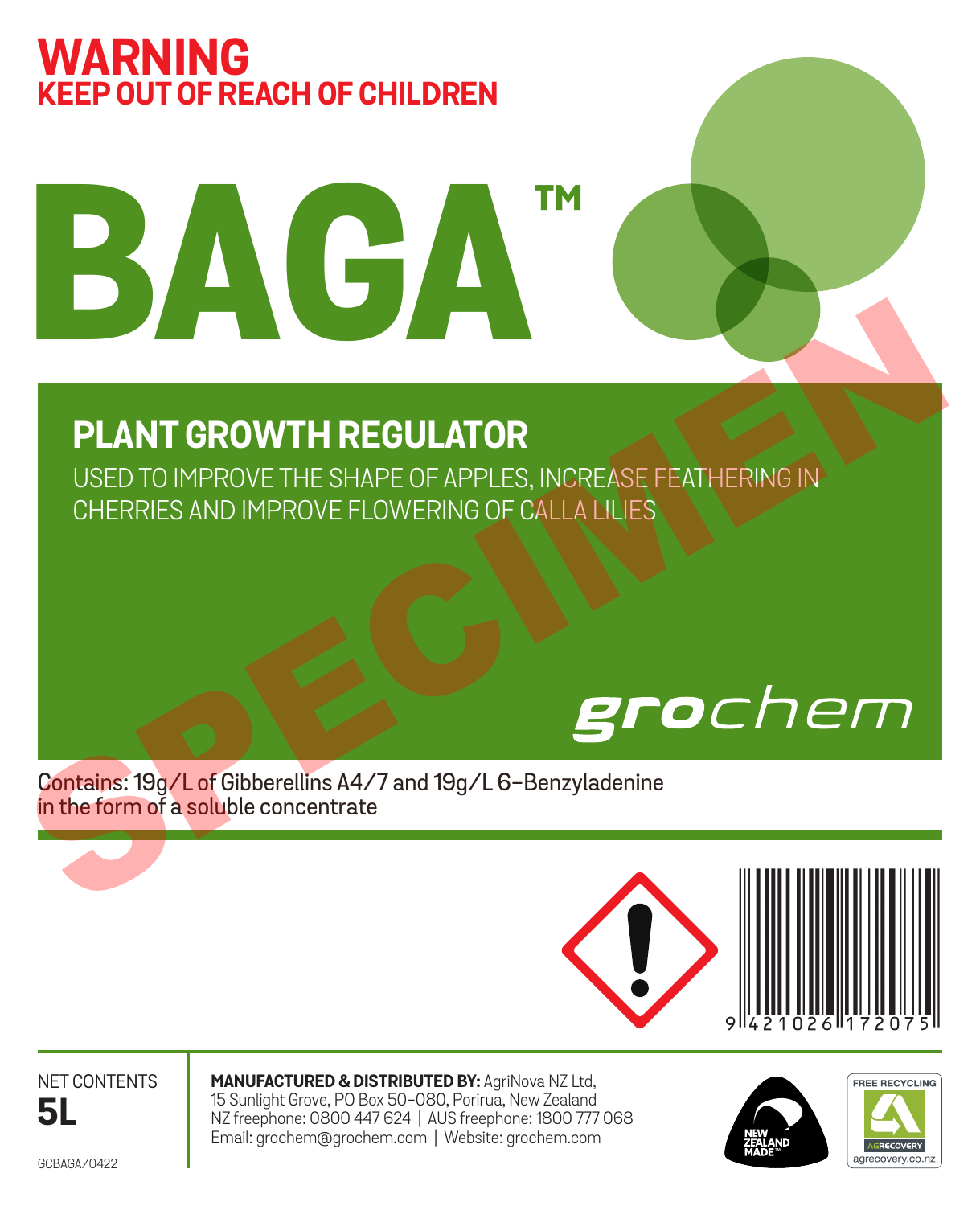# WARNING
## KEEP OUT OF REACH OF CHILDREN

# BAGA™

## PLANT GROWTH REGULATOR

USED TO IMPROVE THE SHAPE OF APPLES, INCREASE FEATHERING IN CHERRIES AND IMPROVE FLOWERING OF CALLA LILIES

grochem

SPECIMEN

Contains: 19g/L of Gibberellins A4/7 and 19g/L 6-Benzyladenine in the form of a soluble concentrate

9 421026 172075

NET CONTENTS
**5L**

GCBAGA/0422

**MANUFACTURED & DISTRIBUTED BY:** AgriNova NZ Ltd,
15 Sunlight Grove, PO Box 50-080, Porirua, New Zealand
NZ freephone: 0800 447 624 | AUS freephone: 1800 777 068
Email: grochem@grochem.com | Website: grochem.com

NEW ZEALAND MADE™

FREE RECYCLING
AGRECOVERY
agrecovery.co.nz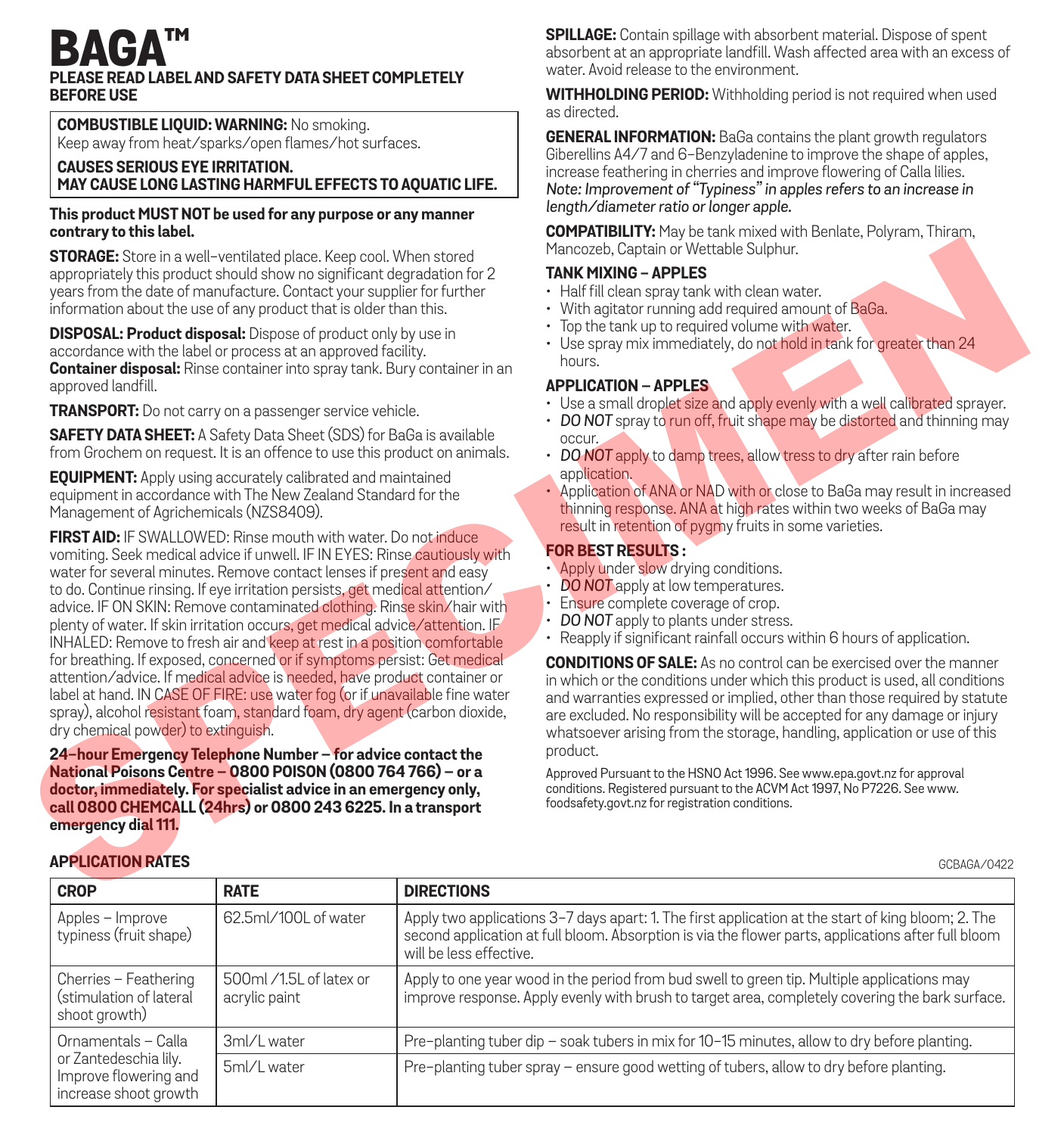# BAGA™

**PLEASE READ LABEL AND SAFETY DATA SHEET COMPLETELY BEFORE USE**

**COMBUSTIBLE LIQUID: WARNING:** No smoking.
Keep away from heat/sparks/open flames/hot surfaces.

**CAUSES SERIOUS EYE IRRITATION.**
**MAY CAUSE LONG LASTING HARMFUL EFFECTS TO AQUATIC LIFE.**

**This product MUST NOT be used for any purpose or any manner contrary to this label.**

**STORAGE:** Store in a well-ventilated place. Keep cool. When stored appropriately this product should show no significant degradation for 2 years from the date of manufacture. Contact your supplier for further information about the use of any product that is older than this.

**DISPOSAL: Product disposal:** Dispose of product only by use in accordance with the label or process at an approved facility.
**Container disposal:** Rinse container into spray tank. Bury container in an approved landfill.

**TRANSPORT:** Do not carry on a passenger service vehicle.

**SAFETY DATA SHEET:** A Safety Data Sheet (SDS) for BaGa is available from Grochem on request. It is an offence to use this product on animals.

**EQUIPMENT:** Apply using accurately calibrated and maintained equipment in accordance with The New Zealand Standard for the Management of Agrichemicals (NZS8409).

**FIRST AID:** IF SWALLOWED: Rinse mouth with water. Do not induce vomiting. Seek medical advice if unwell. IF IN EYES: Rinse cautiously with water for several minutes. Remove contact lenses if present and easy to do. Continue rinsing. If eye irritation persists, get medical attention/advice. IF ON SKIN: Remove contaminated clothing. Rinse skin/hair with plenty of water. If skin irritation occurs, get medical advice/attention. IF INHALED: Remove to fresh air and keep at rest in a position comfortable for breathing. If exposed, concerned or if symptoms persist: Get medical attention/advice. If medical advice is needed, have product container or label at hand. IN CASE OF FIRE: use water fog (or if unavailable fine water spray), alcohol resistant foam, standard foam, dry agent (carbon dioxide, dry chemical powder) to extinguish.

**24-hour Emergency Telephone Number – for advice contact the National Poisons Centre – 0800 POISON (0800 764 766) – or a doctor, immediately. For specialist advice in an emergency only, call 0800 CHEMCALL (24hrs) or 0800 243 6225. In a transport emergency dial 111.**

**SPILLAGE:** Contain spillage with absorbent material. Dispose of spent absorbent at an appropriate landfill. Wash affected area with an excess of water. Avoid release to the environment.

**WITHHOLDING PERIOD:** Withholding period is not required when used as directed.

**GENERAL INFORMATION:** BaGa contains the plant growth regulators Giberellins A4/7 and 6-Benzyladenine to improve the shape of apples, increase feathering in cherries and improve flowering of Calla lilies.
*Note: Improvement of "Typiness" in apples refers to an increase in length/diameter ratio or longer apple.*

**COMPATIBILITY:** May be tank mixed with Benlate, Polyram, Thiram, Mancozeb, Captain or Wettable Sulphur.

## TANK MIXING – APPLES

- Half fill clean spray tank with clean water.
- With agitator running add required amount of BaGa.
- Top the tank up to required volume with water.
- Use spray mix immediately, do not hold in tank for greater than 24 hours.

## APPLICATION – APPLES

- Use a small droplet size and apply evenly with a well calibrated sprayer.
- *DO NOT* spray to run off, fruit shape may be distorted and thinning may occur.
- *DO NOT* apply to damp trees, allow tress to dry after rain before application.
- Application of ANA or NAD with or close to BaGa may result in increased thinning response. ANA at high rates within two weeks of BaGa may result in retention of pygmy fruits in some varieties.

## FOR BEST RESULTS :

- Apply under slow drying conditions.
- *DO NOT* apply at low temperatures.
- Ensure complete coverage of crop.
- *DO NOT* apply to plants under stress.
- Reapply if significant rainfall occurs within 6 hours of application.

**CONDITIONS OF SALE:** As no control can be exercised over the manner in which or the conditions under which this product is used, all conditions and warranties expressed or implied, other than those required by statute are excluded. No responsibility will be accepted for any damage or injury whatsoever arising from the storage, handling, application or use of this product.

Approved Pursuant to the HSNO Act 1996. See www.epa.govt.nz for approval conditions. Registered pursuant to the ACVM Act 1997, No P7226. See www.foodsafety.govt.nz for registration conditions.

## APPLICATION RATES

GCBAGA/0422

| CROP | RATE | DIRECTIONS |
|---|---|---|
| Apples – Improve typiness (fruit shape) | 62.5ml/100L of water | Apply two applications 3-7 days apart: 1. The first application at the start of king bloom; 2. The second application at full bloom. Absorption is via the flower parts, applications after full bloom will be less effective. |
| Cherries – Feathering (stimulation of lateral shoot growth) | 500ml /1.5L of latex or acrylic paint | Apply to one year wood in the period from bud swell to green tip. Multiple applications may improve response. Apply evenly with brush to target area, completely covering the bark surface. |
| Ornamentals – Calla or Zantedeschia lily. Improve flowering and increase shoot growth | 3ml/L water | Pre-planting tuber dip – soak tubers in mix for 10-15 minutes, allow to dry before planting. |
| | 5ml/L water | Pre-planting tuber spray – ensure good wetting of tubers, allow to dry before planting. |